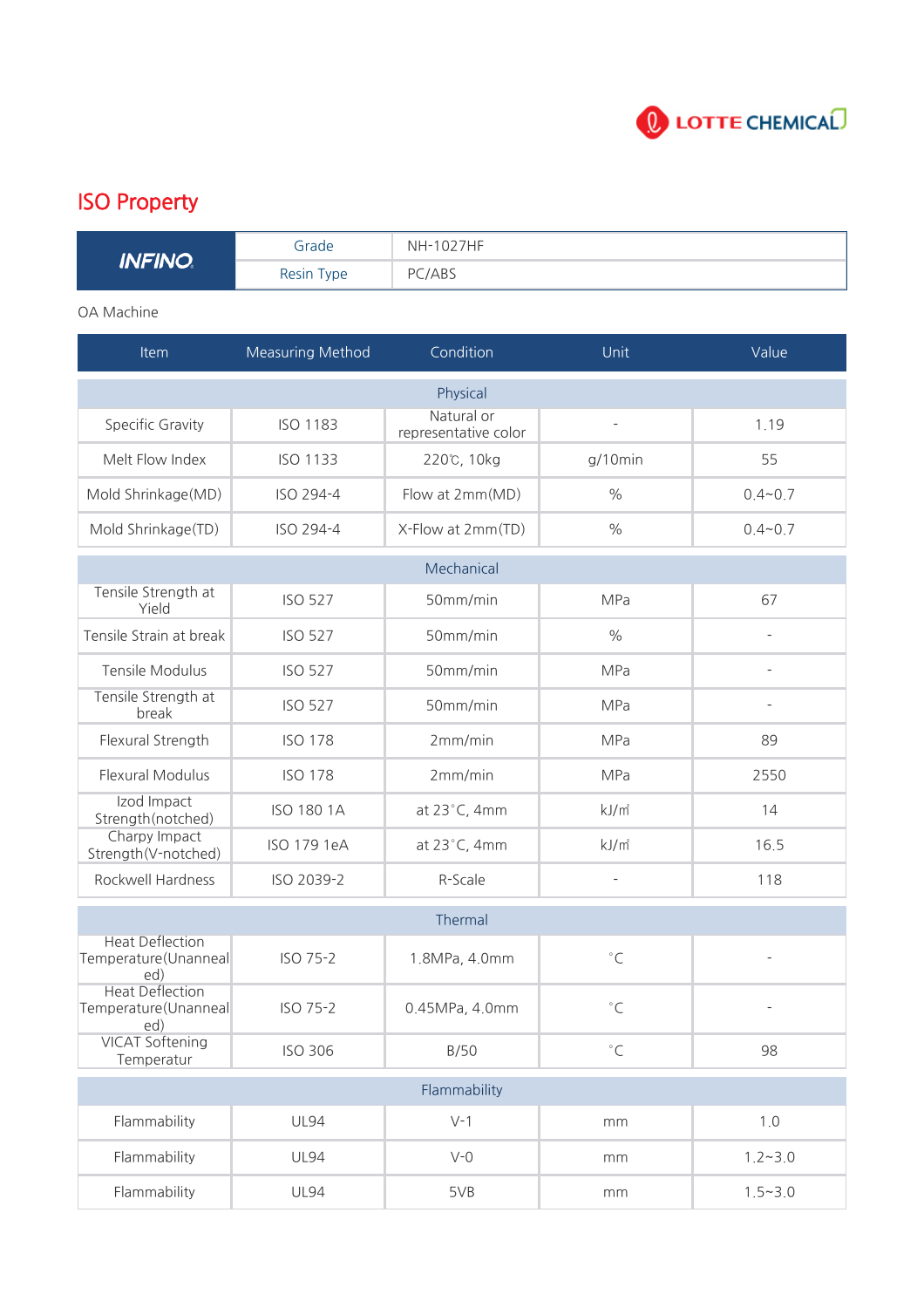LOTTE CHEMICAL

## ISO Property

| INFINO | Grade | NH-1027HF |
|---|---|---|
| | Resin Type | PC/ABS |

OA Machine

| Item | Measuring Method | Condition | Unit | Value |
|---|---|---|---|---|
| **Physical** | | | | |
| Specific Gravity | ISO 1183 | Natural or representative color | - | 1.19 |
| Melt Flow Index | ISO 1133 | 220℃, 10kg | g/10min | 55 |
| Mold Shrinkage(MD) | ISO 294-4 | Flow at 2mm(MD) | % | 0.4~0.7 |
| Mold Shrinkage(TD) | ISO 294-4 | X-Flow at 2mm(TD) | % | 0.4~0.7 |
| **Mechanical** | | | | |
| Tensile Strength at Yield | ISO 527 | 50mm/min | MPa | 67 |
| Tensile Strain at break | ISO 527 | 50mm/min | % | - |
| Tensile Modulus | ISO 527 | 50mm/min | MPa | - |
| Tensile Strength at break | ISO 527 | 50mm/min | MPa | - |
| Flexural Strength | ISO 178 | 2mm/min | MPa | 89 |
| Flexural Modulus | ISO 178 | 2mm/min | MPa | 2550 |
| Izod Impact Strength(notched) | ISO 180 1A | at 23°C, 4mm | kJ/㎡ | 14 |
| Charpy Impact Strength(V-notched) | ISO 179 1eA | at 23°C, 4mm | kJ/㎡ | 16.5 |
| Rockwell Hardness | ISO 2039-2 | R-Scale | - | 118 |
| **Thermal** | | | | |
| Heat Deflection Temperature(Unannealed) | ISO 75-2 | 1.8MPa, 4.0mm | °C | - |
| Heat Deflection Temperature(Unannealed) | ISO 75-2 | 0.45MPa, 4.0mm | °C | - |
| VICAT Softening Temperatur | ISO 306 | B/50 | °C | 98 |
| **Flammability** | | | | |
| Flammability | UL94 | V-1 | mm | 1.0 |
| Flammability | UL94 | V-0 | mm | 1.2~3.0 |
| Flammability | UL94 | 5VB | mm | 1.5~3.0 |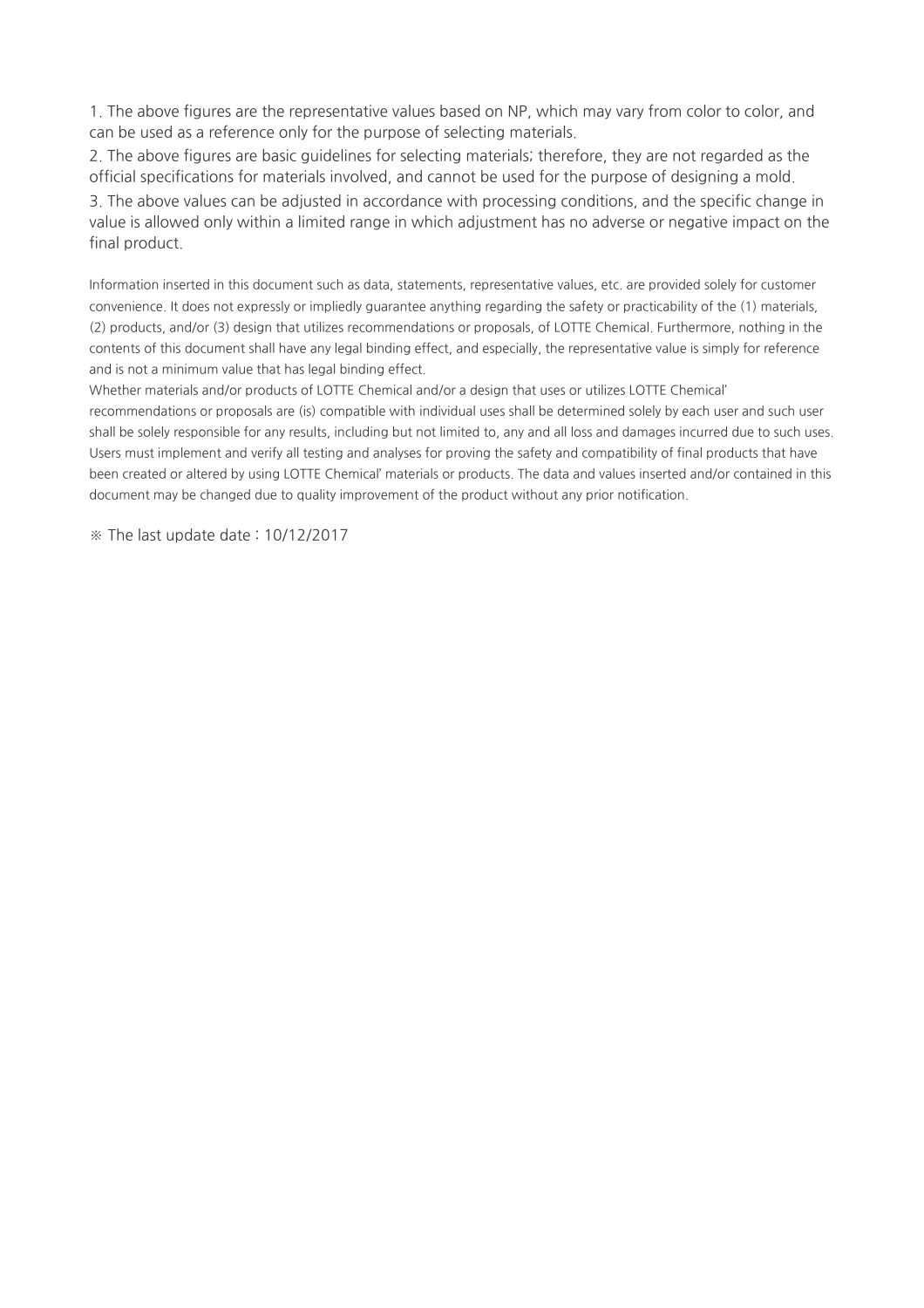1. The above figures are the representative values based on NP, which may vary from color to color, and can be used as a reference only for the purpose of selecting materials.
2. The above figures are basic guidelines for selecting materials; therefore, they are not regarded as the official specifications for materials involved, and cannot be used for the purpose of designing a mold.
3. The above values can be adjusted in accordance with processing conditions, and the specific change in value is allowed only within a limited range in which adjustment has no adverse or negative impact on the final product.

Information inserted in this document such as data, statements, representative values, etc. are provided solely for customer convenience. It does not expressly or impliedly guarantee anything regarding the safety or practicability of the (1) materials, (2) products, and/or (3) design that utilizes recommendations or proposals, of LOTTE Chemical. Furthermore, nothing in the contents of this document shall have any legal binding effect, and especially, the representative value is simply for reference and is not a minimum value that has legal binding effect.
Whether materials and/or products of LOTTE Chemical and/or a design that uses or utilizes LOTTE Chemical' recommendations or proposals are (is) compatible with individual uses shall be determined solely by each user and such user shall be solely responsible for any results, including but not limited to, any and all loss and damages incurred due to such uses. Users must implement and verify all testing and analyses for proving the safety and compatibility of final products that have been created or altered by using LOTTE Chemical' materials or products. The data and values inserted and/or contained in this document may be changed due to quality improvement of the product without any prior notification.

※ The last update date : 10/12/2017